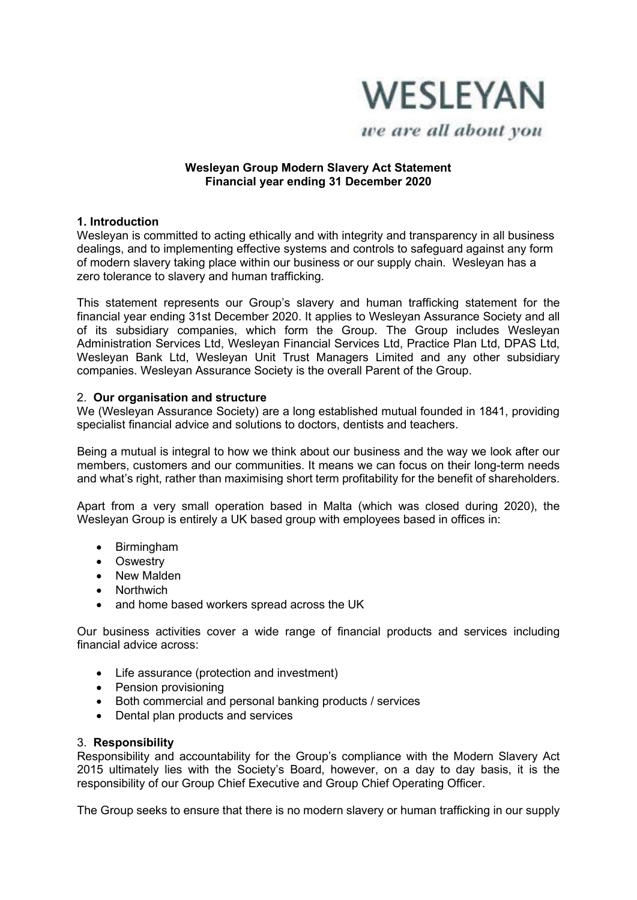WESLEYAN

*we are all about you*

**Wesleyan Group Modern Slavery Act Statement**
**Financial year ending 31 December 2020**

## 1. Introduction

Wesleyan is committed to acting ethically and with integrity and transparency in all business dealings, and to implementing effective systems and controls to safeguard against any form of modern slavery taking place within our business or our supply chain. Wesleyan has a zero tolerance to slavery and human trafficking.

This statement represents our Group's slavery and human trafficking statement for the financial year ending 31st December 2020. It applies to Wesleyan Assurance Society and all of its subsidiary companies, which form the Group. The Group includes Wesleyan Administration Services Ltd, Wesleyan Financial Services Ltd, Practice Plan Ltd, DPAS Ltd, Wesleyan Bank Ltd, Wesleyan Unit Trust Managers Limited and any other subsidiary companies. Wesleyan Assurance Society is the overall Parent of the Group.

## 2. Our organisation and structure

We (Wesleyan Assurance Society) are a long established mutual founded in 1841, providing specialist financial advice and solutions to doctors, dentists and teachers.

Being a mutual is integral to how we think about our business and the way we look after our members, customers and our communities. It means we can focus on their long-term needs and what's right, rather than maximising short term profitability for the benefit of shareholders.

Apart from a very small operation based in Malta (which was closed during 2020), the Wesleyan Group is entirely a UK based group with employees based in offices in:

- Birmingham
- Oswestry
- New Malden
- Northwich
- and home based workers spread across the UK

Our business activities cover a wide range of financial products and services including financial advice across:

- Life assurance (protection and investment)
- Pension provisioning
- Both commercial and personal banking products / services
- Dental plan products and services

## 3. Responsibility

Responsibility and accountability for the Group's compliance with the Modern Slavery Act 2015 ultimately lies with the Society's Board, however, on a day to day basis, it is the responsibility of our Group Chief Executive and Group Chief Operating Officer.

The Group seeks to ensure that there is no modern slavery or human trafficking in our supply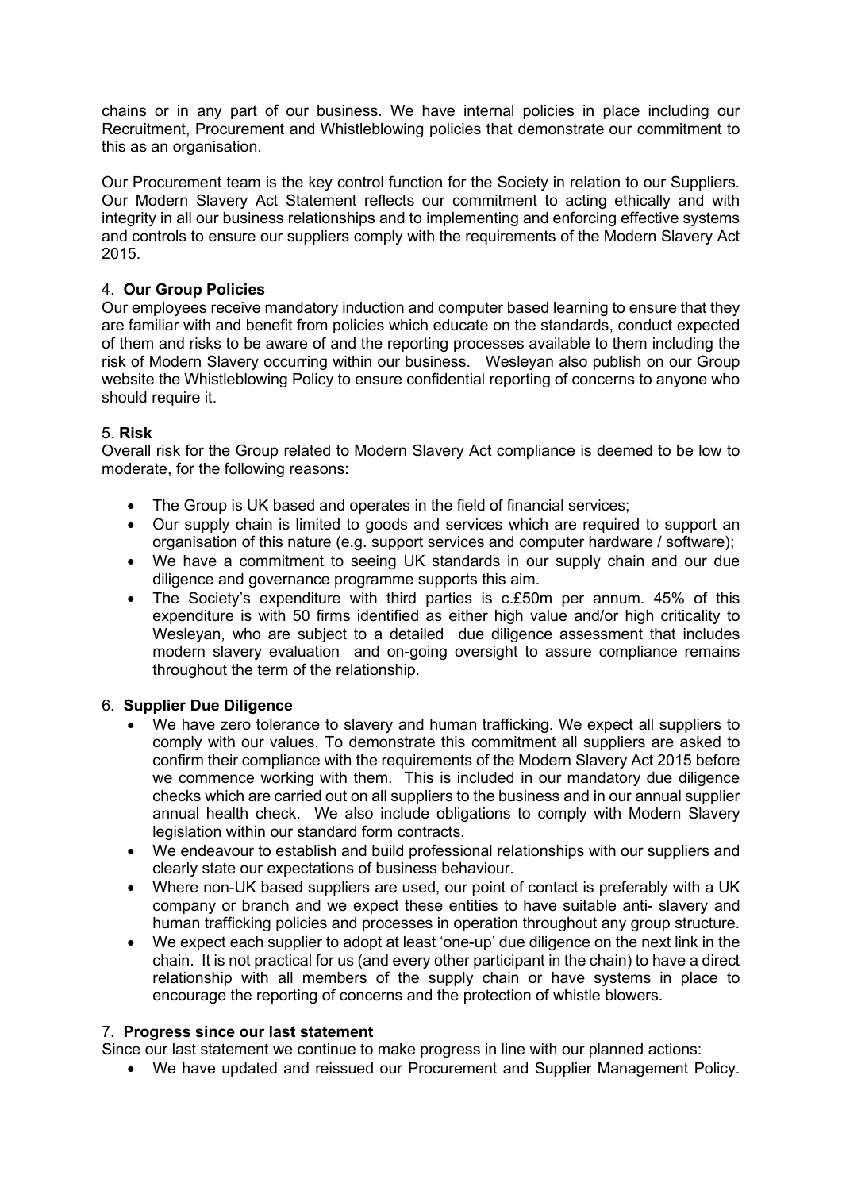chains or in any part of our business. We have internal policies in place including our Recruitment, Procurement and Whistleblowing policies that demonstrate our commitment to this as an organisation.

Our Procurement team is the key control function for the Society in relation to our Suppliers. Our Modern Slavery Act Statement reflects our commitment to acting ethically and with integrity in all our business relationships and to implementing and enforcing effective systems and controls to ensure our suppliers comply with the requirements of the Modern Slavery Act 2015.

4. **Our Group Policies**

Our employees receive mandatory induction and computer based learning to ensure that they are familiar with and benefit from policies which educate on the standards, conduct expected of them and risks to be aware of and the reporting processes available to them including the risk of Modern Slavery occurring within our business. Wesleyan also publish on our Group website the Whistleblowing Policy to ensure confidential reporting of concerns to anyone who should require it.

5. **Risk**

Overall risk for the Group related to Modern Slavery Act compliance is deemed to be low to moderate, for the following reasons:

- The Group is UK based and operates in the field of financial services;
- Our supply chain is limited to goods and services which are required to support an organisation of this nature (e.g. support services and computer hardware / software);
- We have a commitment to seeing UK standards in our supply chain and our due diligence and governance programme supports this aim.
- The Society's expenditure with third parties is c.£50m per annum. 45% of this expenditure is with 50 firms identified as either high value and/or high criticality to Wesleyan, who are subject to a detailed due diligence assessment that includes modern slavery evaluation and on-going oversight to assure compliance remains throughout the term of the relationship.

6. **Supplier Due Diligence**

- We have zero tolerance to slavery and human trafficking. We expect all suppliers to comply with our values. To demonstrate this commitment all suppliers are asked to confirm their compliance with the requirements of the Modern Slavery Act 2015 before we commence working with them. This is included in our mandatory due diligence checks which are carried out on all suppliers to the business and in our annual supplier annual health check. We also include obligations to comply with Modern Slavery legislation within our standard form contracts.
- We endeavour to establish and build professional relationships with our suppliers and clearly state our expectations of business behaviour.
- Where non-UK based suppliers are used, our point of contact is preferably with a UK company or branch and we expect these entities to have suitable anti- slavery and human trafficking policies and processes in operation throughout any group structure.
- We expect each supplier to adopt at least 'one-up' due diligence on the next link in the chain. It is not practical for us (and every other participant in the chain) to have a direct relationship with all members of the supply chain or have systems in place to encourage the reporting of concerns and the protection of whistle blowers.

7. **Progress since our last statement**

Since our last statement we continue to make progress in line with our planned actions:

- We have updated and reissued our Procurement and Supplier Management Policy.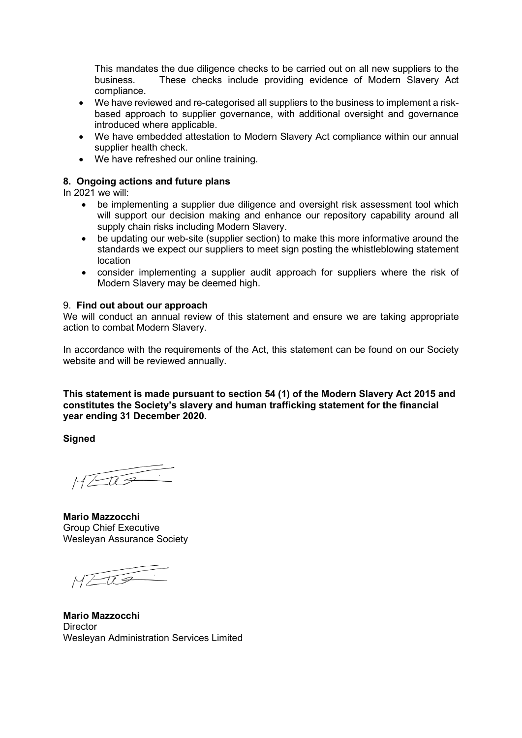This mandates the due diligence checks to be carried out on all new suppliers to the business. These checks include providing evidence of Modern Slavery Act compliance.

- We have reviewed and re-categorised all suppliers to the business to implement a risk-based approach to supplier governance, with additional oversight and governance introduced where applicable.
- We have embedded attestation to Modern Slavery Act compliance within our annual supplier health check.
- We have refreshed our online training.

**8. Ongoing actions and future plans**

In 2021 we will:

- be implementing a supplier due diligence and oversight risk assessment tool which will support our decision making and enhance our repository capability around all supply chain risks including Modern Slavery.
- be updating our web-site (supplier section) to make this more informative around the standards we expect our suppliers to meet sign posting the whistleblowing statement location
- consider implementing a supplier audit approach for suppliers where the risk of Modern Slavery may be deemed high.

9. **Find out about our approach**

We will conduct an annual review of this statement and ensure we are taking appropriate action to combat Modern Slavery.

In accordance with the requirements of the Act, this statement can be found on our Society website and will be reviewed annually.

**This statement is made pursuant to section 54 (1) of the Modern Slavery Act 2015 and constitutes the Society's slavery and human trafficking statement for the financial year ending 31 December 2020.**

**Signed**

**Mario Mazzocchi**
Group Chief Executive
Wesleyan Assurance Society

**Mario Mazzocchi**
Director
Wesleyan Administration Services Limited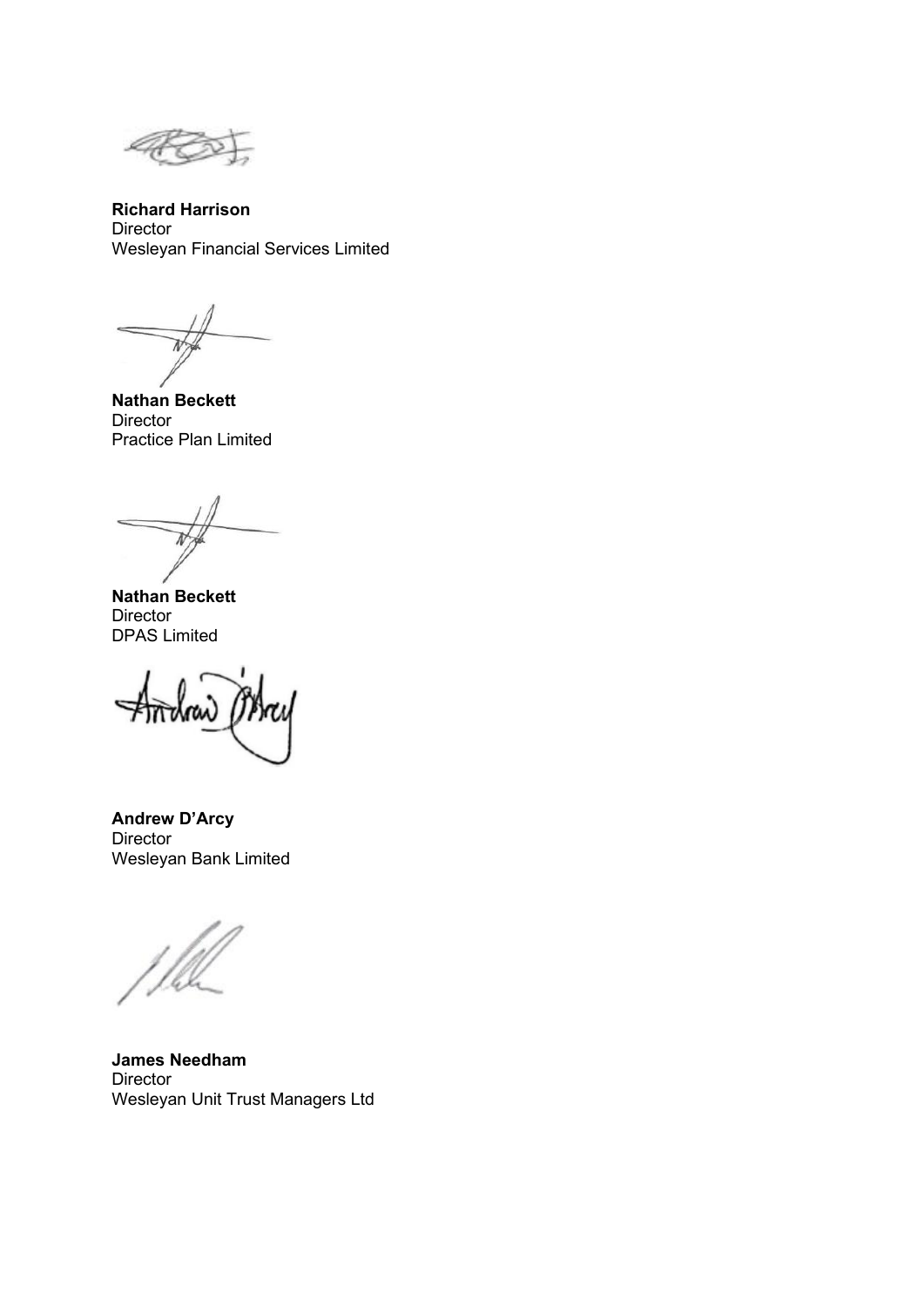**Richard Harrison**
Director
Wesleyan Financial Services Limited

**Nathan Beckett**
Director
Practice Plan Limited

**Nathan Beckett**
Director
DPAS Limited

**Andrew D'Arcy**
Director
Wesleyan Bank Limited

**James Needham**
Director
Wesleyan Unit Trust Managers Ltd